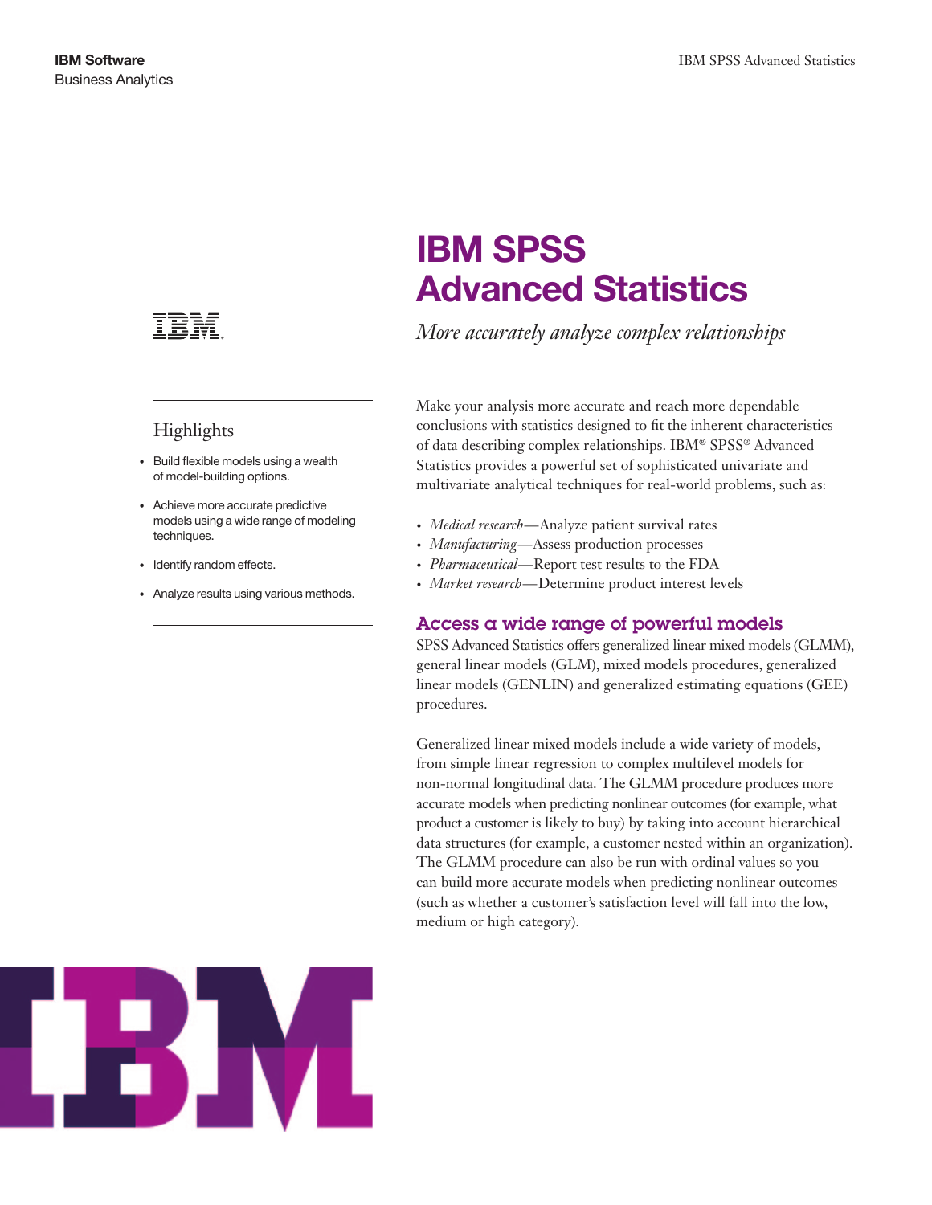IBM Software
Business Analytics

# IBM SPSS Advanced Statistics

*More accurately analyze complex relationships*

## Highlights

- Build flexible models using a wealth of model-building options.
- Achieve more accurate predictive models using a wide range of modeling techniques.
- Identify random effects.
- Analyze results using various methods.

Make your analysis more accurate and reach more dependable conclusions with statistics designed to fit the inherent characteristics of data describing complex relationships. IBM® SPSS® Advanced Statistics provides a powerful set of sophisticated univariate and multivariate analytical techniques for real-world problems, such as:

- *Medical research*—Analyze patient survival rates
- *Manufacturing*—Assess production processes
- *Pharmaceutical*—Report test results to the FDA
- *Market research*—Determine product interest levels

## Access a wide range of powerful models

SPSS Advanced Statistics offers generalized linear mixed models (GLMM), general linear models (GLM), mixed models procedures, generalized linear models (GENLIN) and generalized estimating equations (GEE) procedures.

Generalized linear mixed models include a wide variety of models, from simple linear regression to complex multilevel models for non-normal longitudinal data. The GLMM procedure produces more accurate models when predicting nonlinear outcomes (for example, what product a customer is likely to buy) by taking into account hierarchical data structures (for example, a customer nested within an organization). The GLMM procedure can also be run with ordinal values so you can build more accurate models when predicting nonlinear outcomes (such as whether a customer's satisfaction level will fall into the low, medium or high category).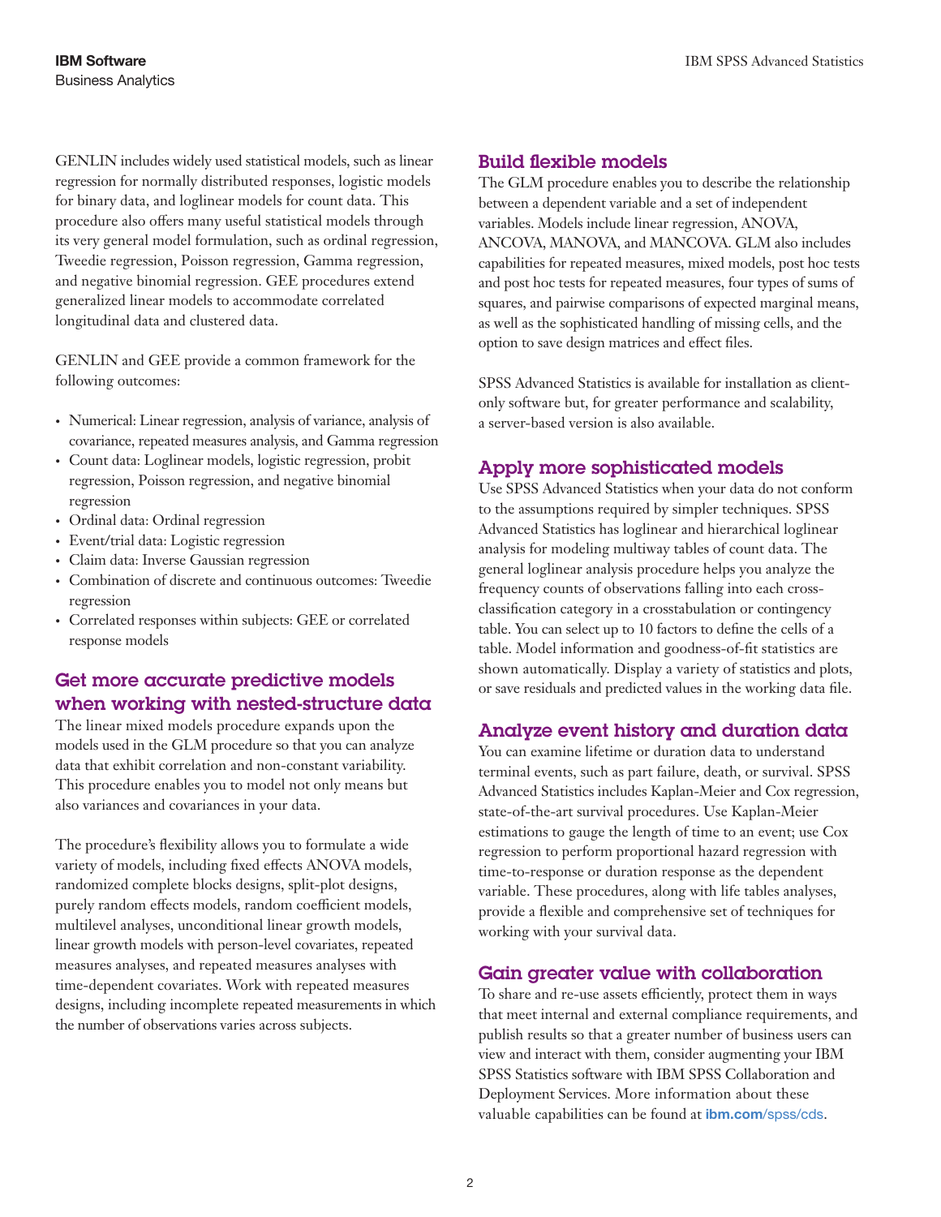GENLIN includes widely used statistical models, such as linear regression for normally distributed responses, logistic models for binary data, and loglinear models for count data. This procedure also offers many useful statistical models through its very general model formulation, such as ordinal regression, Tweedie regression, Poisson regression, Gamma regression, and negative binomial regression. GEE procedures extend generalized linear models to accommodate correlated longitudinal data and clustered data.

GENLIN and GEE provide a common framework for the following outcomes:

- Numerical: Linear regression, analysis of variance, analysis of covariance, repeated measures analysis, and Gamma regression
- Count data: Loglinear models, logistic regression, probit regression, Poisson regression, and negative binomial regression
- Ordinal data: Ordinal regression
- Event/trial data: Logistic regression
- Claim data: Inverse Gaussian regression
- Combination of discrete and continuous outcomes: Tweedie regression
- Correlated responses within subjects: GEE or correlated response models

## Get more accurate predictive models when working with nested-structure data

The linear mixed models procedure expands upon the models used in the GLM procedure so that you can analyze data that exhibit correlation and non-constant variability. This procedure enables you to model not only means but also variances and covariances in your data.

The procedure's flexibility allows you to formulate a wide variety of models, including fixed effects ANOVA models, randomized complete blocks designs, split-plot designs, purely random effects models, random coefficient models, multilevel analyses, unconditional linear growth models, linear growth models with person-level covariates, repeated measures analyses, and repeated measures analyses with time-dependent covariates. Work with repeated measures designs, including incomplete repeated measurements in which the number of observations varies across subjects.

## Build flexible models

The GLM procedure enables you to describe the relationship between a dependent variable and a set of independent variables. Models include linear regression, ANOVA, ANCOVA, MANOVA, and MANCOVA. GLM also includes capabilities for repeated measures, mixed models, post hoc tests and post hoc tests for repeated measures, four types of sums of squares, and pairwise comparisons of expected marginal means, as well as the sophisticated handling of missing cells, and the option to save design matrices and effect files.

SPSS Advanced Statistics is available for installation as client-only software but, for greater performance and scalability, a server-based version is also available.

## Apply more sophisticated models

Use SPSS Advanced Statistics when your data do not conform to the assumptions required by simpler techniques. SPSS Advanced Statistics has loglinear and hierarchical loglinear analysis for modeling multiway tables of count data. The general loglinear analysis procedure helps you analyze the frequency counts of observations falling into each cross-classification category in a crosstabulation or contingency table. You can select up to 10 factors to define the cells of a table. Model information and goodness-of-fit statistics are shown automatically. Display a variety of statistics and plots, or save residuals and predicted values in the working data file.

## Analyze event history and duration data

You can examine lifetime or duration data to understand terminal events, such as part failure, death, or survival. SPSS Advanced Statistics includes Kaplan-Meier and Cox regression, state-of-the-art survival procedures. Use Kaplan-Meier estimations to gauge the length of time to an event; use Cox regression to perform proportional hazard regression with time-to-response or duration response as the dependent variable. These procedures, along with life tables analyses, provide a flexible and comprehensive set of techniques for working with your survival data.

## Gain greater value with collaboration

To share and re-use assets efficiently, protect them in ways that meet internal and external compliance requirements, and publish results so that a greater number of business users can view and interact with them, consider augmenting your IBM SPSS Statistics software with IBM SPSS Collaboration and Deployment Services. More information about these valuable capabilities can be found at **ibm.com**/spss/cds.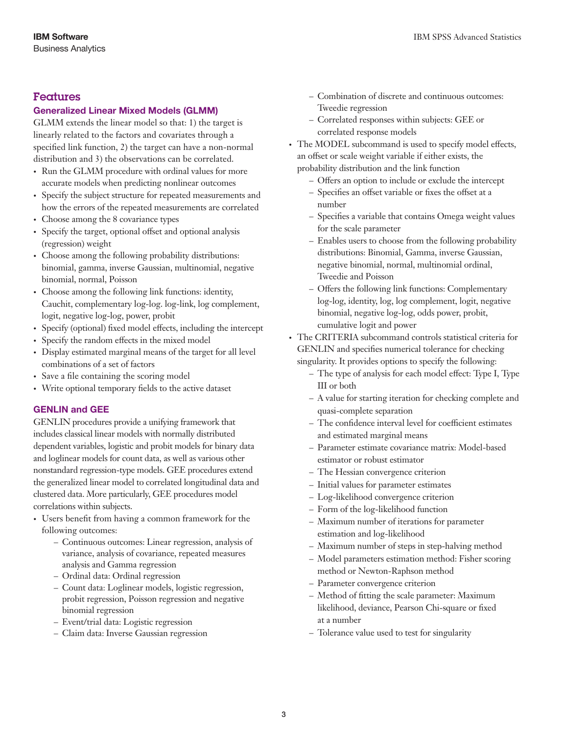## Features

### Generalized Linear Mixed Models (GLMM)

GLMM extends the linear model so that: 1) the target is linearly related to the factors and covariates through a specified link function, 2) the target can have a non-normal distribution and 3) the observations can be correlated.

- Run the GLMM procedure with ordinal values for more accurate models when predicting nonlinear outcomes
- Specify the subject structure for repeated measurements and how the errors of the repeated measurements are correlated
- Choose among the 8 covariance types
- Specify the target, optional offset and optional analysis (regression) weight
- Choose among the following probability distributions: binomial, gamma, inverse Gaussian, multinomial, negative binomial, normal, Poisson
- Choose among the following link functions: identity, Cauchit, complementary log-log. log-link, log complement, logit, negative log-log, power, probit
- Specify (optional) fixed model effects, including the intercept
- Specify the random effects in the mixed model
- Display estimated marginal means of the target for all level combinations of a set of factors
- Save a file containing the scoring model
- Write optional temporary fields to the active dataset

### GENLIN and GEE

GENLIN procedures provide a unifying framework that includes classical linear models with normally distributed dependent variables, logistic and probit models for binary data and loglinear models for count data, as well as various other nonstandard regression-type models. GEE procedures extend the generalized linear model to correlated longitudinal data and clustered data. More particularly, GEE procedures model correlations within subjects.

- Users benefit from having a common framework for the following outcomes:
  - Continuous outcomes: Linear regression, analysis of variance, analysis of covariance, repeated measures analysis and Gamma regression
  - Ordinal data: Ordinal regression
  - Count data: Loglinear models, logistic regression, probit regression, Poisson regression and negative binomial regression
  - Event/trial data: Logistic regression
  - Claim data: Inverse Gaussian regression
  - Combination of discrete and continuous outcomes: Tweedie regression
  - Correlated responses within subjects: GEE or correlated response models
- The MODEL subcommand is used to specify model effects, an offset or scale weight variable if either exists, the probability distribution and the link function
  - Offers an option to include or exclude the intercept
  - Specifies an offset variable or fixes the offset at a number
  - Specifies a variable that contains Omega weight values for the scale parameter
  - Enables users to choose from the following probability distributions: Binomial, Gamma, inverse Gaussian, negative binomial, normal, multinomial ordinal, Tweedie and Poisson
  - Offers the following link functions: Complementary log-log, identity, log, log complement, logit, negative binomial, negative log-log, odds power, probit, cumulative logit and power
- The CRITERIA subcommand controls statistical criteria for GENLIN and specifies numerical tolerance for checking singularity. It provides options to specify the following:
  - The type of analysis for each model effect: Type I, Type III or both
  - A value for starting iteration for checking complete and quasi-complete separation
  - The confidence interval level for coefficient estimates and estimated marginal means
  - Parameter estimate covariance matrix: Model-based estimator or robust estimator
  - The Hessian convergence criterion
  - Initial values for parameter estimates
  - Log-likelihood convergence criterion
  - Form of the log-likelihood function
  - Maximum number of iterations for parameter estimation and log-likelihood
  - Maximum number of steps in step-halving method
  - Model parameters estimation method: Fisher scoring method or Newton-Raphson method
  - Parameter convergence criterion
  - Method of fitting the scale parameter: Maximum likelihood, deviance, Pearson Chi-square or fixed at a number
  - Tolerance value used to test for singularity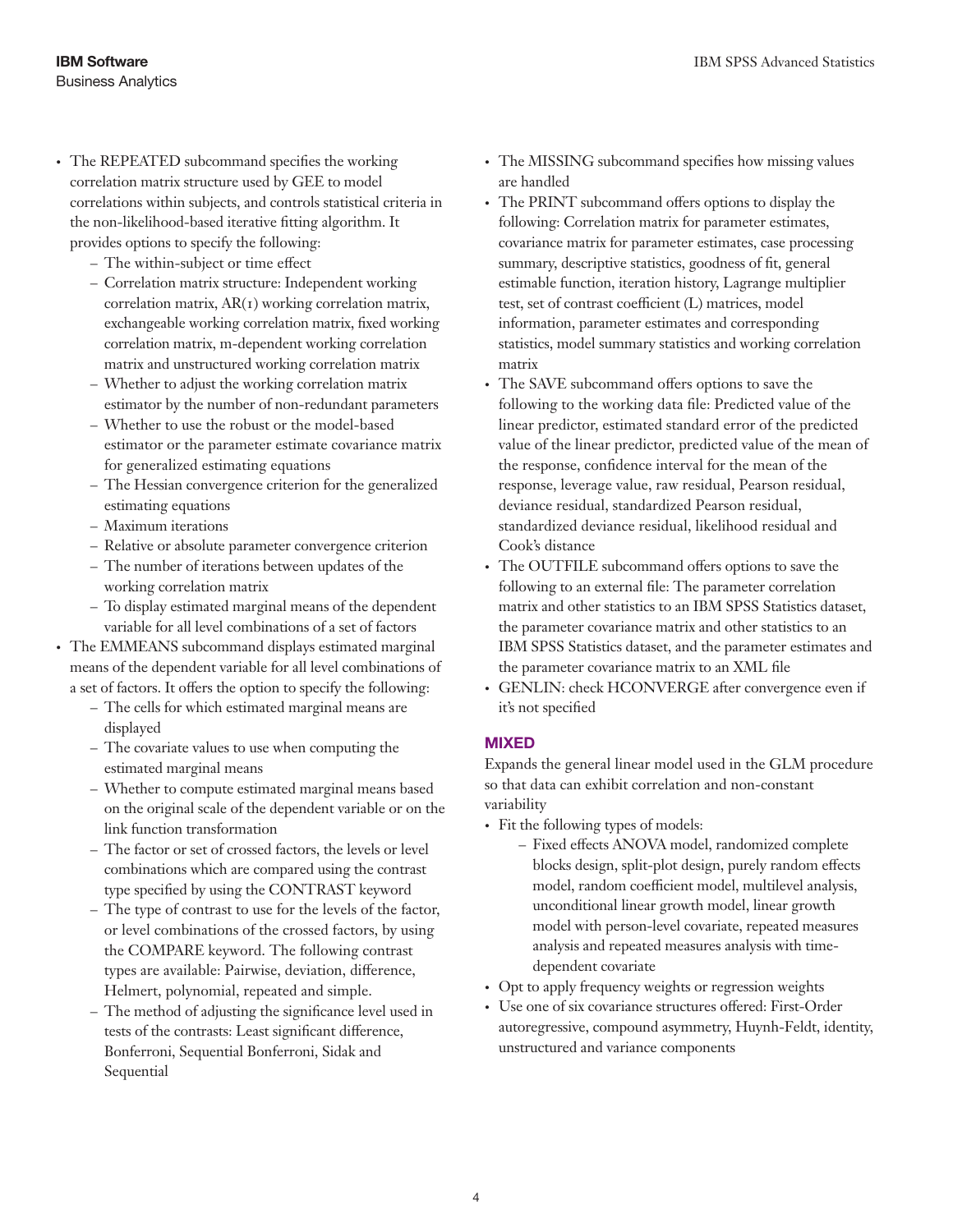- The REPEATED subcommand specifies the working correlation matrix structure used by GEE to model correlations within subjects, and controls statistical criteria in the non-likelihood-based iterative fitting algorithm. It provides options to specify the following:
  - The within-subject or time effect
  - Correlation matrix structure: Independent working correlation matrix, AR(1) working correlation matrix, exchangeable working correlation matrix, fixed working correlation matrix, m-dependent working correlation matrix and unstructured working correlation matrix
  - Whether to adjust the working correlation matrix estimator by the number of non-redundant parameters
  - Whether to use the robust or the model-based estimator or the parameter estimate covariance matrix for generalized estimating equations
  - The Hessian convergence criterion for the generalized estimating equations
  - Maximum iterations
  - Relative or absolute parameter convergence criterion
  - The number of iterations between updates of the working correlation matrix
  - To display estimated marginal means of the dependent variable for all level combinations of a set of factors
- The EMMEANS subcommand displays estimated marginal means of the dependent variable for all level combinations of a set of factors. It offers the option to specify the following:
  - The cells for which estimated marginal means are displayed
  - The covariate values to use when computing the estimated marginal means
  - Whether to compute estimated marginal means based on the original scale of the dependent variable or on the link function transformation
  - The factor or set of crossed factors, the levels or level combinations which are compared using the contrast type specified by using the CONTRAST keyword
  - The type of contrast to use for the levels of the factor, or level combinations of the crossed factors, by using the COMPARE keyword. The following contrast types are available: Pairwise, deviation, difference, Helmert, polynomial, repeated and simple.
  - The method of adjusting the significance level used in tests of the contrasts: Least significant difference, Bonferroni, Sequential Bonferroni, Sidak and Sequential
- The MISSING subcommand specifies how missing values are handled
- The PRINT subcommand offers options to display the following: Correlation matrix for parameter estimates, covariance matrix for parameter estimates, case processing summary, descriptive statistics, goodness of fit, general estimable function, iteration history, Lagrange multiplier test, set of contrast coefficient (L) matrices, model information, parameter estimates and corresponding statistics, model summary statistics and working correlation matrix
- The SAVE subcommand offers options to save the following to the working data file: Predicted value of the linear predictor, estimated standard error of the predicted value of the linear predictor, predicted value of the mean of the response, confidence interval for the mean of the response, leverage value, raw residual, Pearson residual, deviance residual, standardized Pearson residual, standardized deviance residual, likelihood residual and Cook's distance
- The OUTFILE subcommand offers options to save the following to an external file: The parameter correlation matrix and other statistics to an IBM SPSS Statistics dataset, the parameter covariance matrix and other statistics to an IBM SPSS Statistics dataset, and the parameter estimates and the parameter covariance matrix to an XML file
- GENLIN: check HCONVERGE after convergence even if it's not specified

### MIXED

Expands the general linear model used in the GLM procedure so that data can exhibit correlation and non-constant variability

- Fit the following types of models:
  - Fixed effects ANOVA model, randomized complete blocks design, split-plot design, purely random effects model, random coefficient model, multilevel analysis, unconditional linear growth model, linear growth model with person-level covariate, repeated measures analysis and repeated measures analysis with time-dependent covariate
- Opt to apply frequency weights or regression weights
- Use one of six covariance structures offered: First-Order autoregressive, compound asymmetry, Huynh-Feldt, identity, unstructured and variance components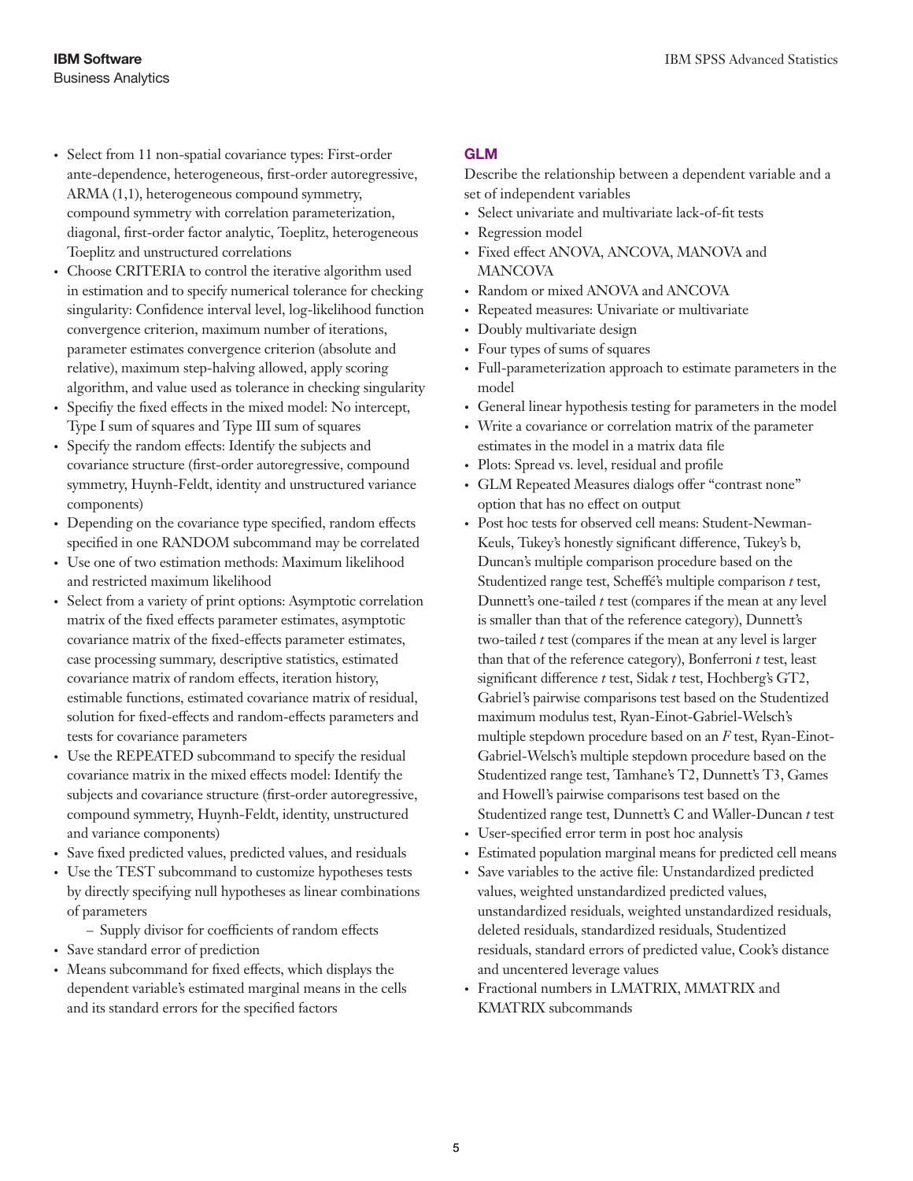- Select from 11 non-spatial covariance types: First-order ante-dependence, heterogeneous, first-order autoregressive, ARMA (1,1), heterogeneous compound symmetry, compound symmetry with correlation parameterization, diagonal, first-order factor analytic, Toeplitz, heterogeneous Toeplitz and unstructured correlations
- Choose CRITERIA to control the iterative algorithm used in estimation and to specify numerical tolerance for checking singularity: Confidence interval level, log-likelihood function convergence criterion, maximum number of iterations, parameter estimates convergence criterion (absolute and relative), maximum step-halving allowed, apply scoring algorithm, and value used as tolerance in checking singularity
- Specifiy the fixed effects in the mixed model: No intercept, Type I sum of squares and Type III sum of squares
- Specify the random effects: Identify the subjects and covariance structure (first-order autoregressive, compound symmetry, Huynh-Feldt, identity and unstructured variance components)
- Depending on the covariance type specified, random effects specified in one RANDOM subcommand may be correlated
- Use one of two estimation methods: Maximum likelihood and restricted maximum likelihood
- Select from a variety of print options: Asymptotic correlation matrix of the fixed effects parameter estimates, asymptotic covariance matrix of the fixed-effects parameter estimates, case processing summary, descriptive statistics, estimated covariance matrix of random effects, iteration history, estimable functions, estimated covariance matrix of residual, solution for fixed-effects and random-effects parameters and tests for covariance parameters
- Use the REPEATED subcommand to specify the residual covariance matrix in the mixed effects model: Identify the subjects and covariance structure (first-order autoregressive, compound symmetry, Huynh-Feldt, identity, unstructured and variance components)
- Save fixed predicted values, predicted values, and residuals
- Use the TEST subcommand to customize hypotheses tests by directly specifying null hypotheses as linear combinations of parameters
  - Supply divisor for coefficients of random effects
- Save standard error of prediction
- Means subcommand for fixed effects, which displays the dependent variable's estimated marginal means in the cells and its standard errors for the specified factors

## GLM

Describe the relationship between a dependent variable and a set of independent variables

- Select univariate and multivariate lack-of-fit tests
- Regression model
- Fixed effect ANOVA, ANCOVA, MANOVA and MANCOVA
- Random or mixed ANOVA and ANCOVA
- Repeated measures: Univariate or multivariate
- Doubly multivariate design
- Four types of sums of squares
- Full-parameterization approach to estimate parameters in the model
- General linear hypothesis testing for parameters in the model
- Write a covariance or correlation matrix of the parameter estimates in the model in a matrix data file
- Plots: Spread vs. level, residual and profile
- GLM Repeated Measures dialogs offer "contrast none" option that has no effect on output
- Post hoc tests for observed cell means: Student-Newman-Keuls, Tukey's honestly significant difference, Tukey's b, Duncan's multiple comparison procedure based on the Studentized range test, Scheffé's multiple comparison *t* test, Dunnett's one-tailed *t* test (compares if the mean at any level is smaller than that of the reference category), Dunnett's two-tailed *t* test (compares if the mean at any level is larger than that of the reference category), Bonferroni *t* test, least significant difference *t* test, Sidak *t* test, Hochberg's GT2, Gabriel's pairwise comparisons test based on the Studentized maximum modulus test, Ryan-Einot-Gabriel-Welsch's multiple stepdown procedure based on an *F* test, Ryan-Einot-Gabriel-Welsch's multiple stepdown procedure based on the Studentized range test, Tamhane's T2, Dunnett's T3, Games and Howell's pairwise comparisons test based on the Studentized range test, Dunnett's C and Waller-Duncan *t* test
- User-specified error term in post hoc analysis
- Estimated population marginal means for predicted cell means
- Save variables to the active file: Unstandardized predicted values, weighted unstandardized predicted values, unstandardized residuals, weighted unstandardized residuals, deleted residuals, standardized residuals, Studentized residuals, standard errors of predicted value, Cook's distance and uncentered leverage values
- Fractional numbers in LMATRIX, MMATRIX and KMATRIX subcommands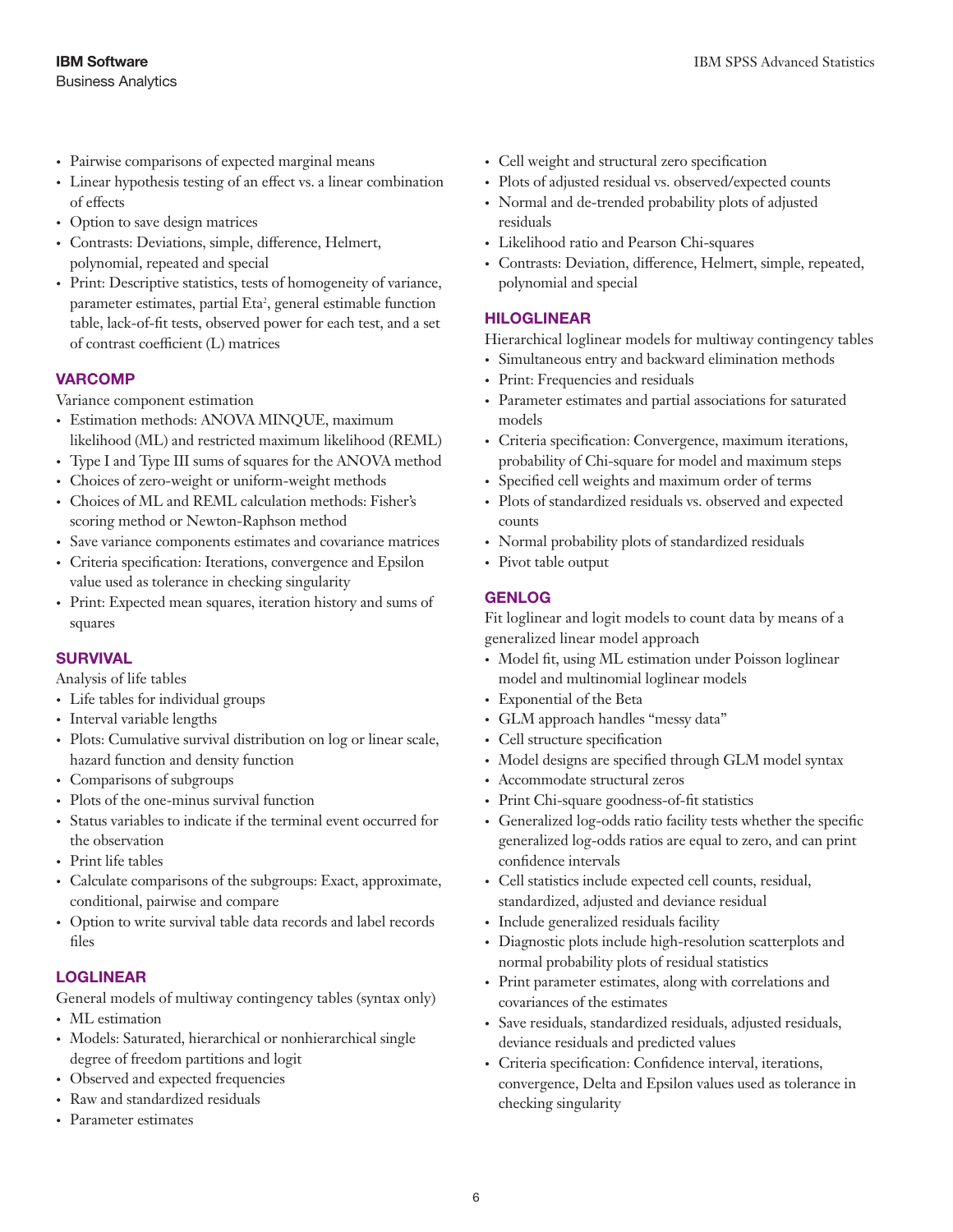- Pairwise comparisons of expected marginal means
- Linear hypothesis testing of an effect vs. a linear combination of effects
- Option to save design matrices
- Contrasts: Deviations, simple, difference, Helmert, polynomial, repeated and special
- Print: Descriptive statistics, tests of homogeneity of variance, parameter estimates, partial $Eta^2$, general estimable function table, lack-of-fit tests, observed power for each test, and a set of contrast coefficient (L) matrices

### VARCOMP

Variance component estimation

- Estimation methods: ANOVA MINQUE, maximum likelihood (ML) and restricted maximum likelihood (REML)
- Type I and Type III sums of squares for the ANOVA method
- Choices of zero-weight or uniform-weight methods
- Choices of ML and REML calculation methods: Fisher's scoring method or Newton-Raphson method
- Save variance components estimates and covariance matrices
- Criteria specification: Iterations, convergence and Epsilon value used as tolerance in checking singularity
- Print: Expected mean squares, iteration history and sums of squares

### SURVIVAL

Analysis of life tables

- Life tables for individual groups
- Interval variable lengths
- Plots: Cumulative survival distribution on log or linear scale, hazard function and density function
- Comparisons of subgroups
- Plots of the one-minus survival function
- Status variables to indicate if the terminal event occurred for the observation
- Print life tables
- Calculate comparisons of the subgroups: Exact, approximate, conditional, pairwise and compare
- Option to write survival table data records and label records files

### LOGLINEAR

General models of multiway contingency tables (syntax only)

- ML estimation
- Models: Saturated, hierarchical or nonhierarchical single degree of freedom partitions and logit
- Observed and expected frequencies
- Raw and standardized residuals
- Parameter estimates
- Cell weight and structural zero specification
- Plots of adjusted residual vs. observed/expected counts
- Normal and de-trended probability plots of adjusted residuals
- Likelihood ratio and Pearson Chi-squares
- Contrasts: Deviation, difference, Helmert, simple, repeated, polynomial and special

### HILOGLINEAR

Hierarchical loglinear models for multiway contingency tables

- Simultaneous entry and backward elimination methods
- Print: Frequencies and residuals
- Parameter estimates and partial associations for saturated models
- Criteria specification: Convergence, maximum iterations, probability of Chi-square for model and maximum steps
- Specified cell weights and maximum order of terms
- Plots of standardized residuals vs. observed and expected counts
- Normal probability plots of standardized residuals
- Pivot table output

### GENLOG

Fit loglinear and logit models to count data by means of a generalized linear model approach

- Model fit, using ML estimation under Poisson loglinear model and multinomial loglinear models
- Exponential of the Beta
- GLM approach handles "messy data"
- Cell structure specification
- Model designs are specified through GLM model syntax
- Accommodate structural zeros
- Print Chi-square goodness-of-fit statistics
- Generalized log-odds ratio facility tests whether the specific generalized log-odds ratios are equal to zero, and can print confidence intervals
- Cell statistics include expected cell counts, residual, standardized, adjusted and deviance residual
- Include generalized residuals facility
- Diagnostic plots include high-resolution scatterplots and normal probability plots of residual statistics
- Print parameter estimates, along with correlations and covariances of the estimates
- Save residuals, standardized residuals, adjusted residuals, deviance residuals and predicted values
- Criteria specification: Confidence interval, iterations, convergence, Delta and Epsilon values used as tolerance in checking singularity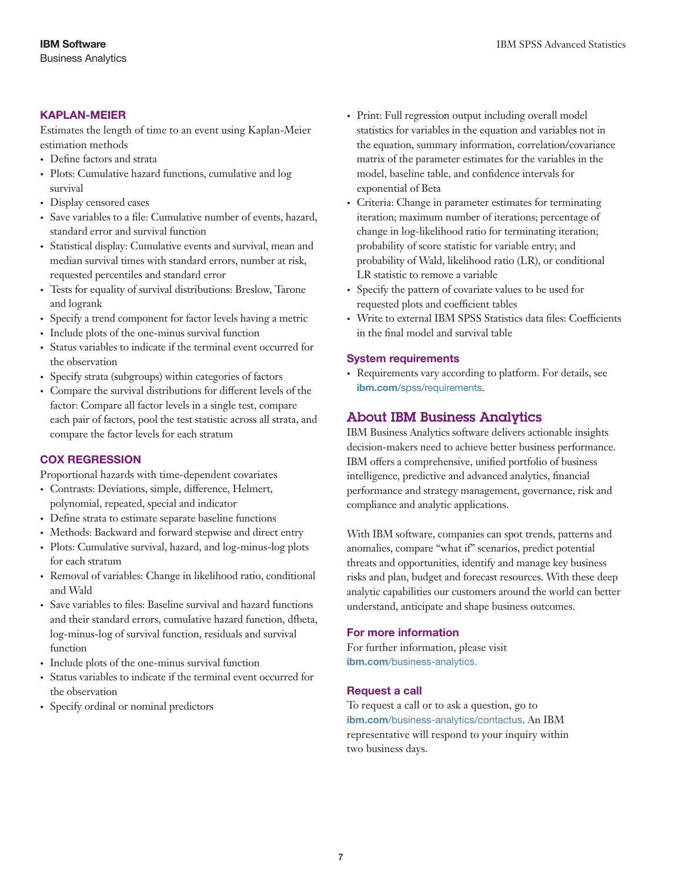### KAPLAN-MEIER

Estimates the length of time to an event using Kaplan-Meier estimation methods

- Define factors and strata
- Plots: Cumulative hazard functions, cumulative and log survival
- Display censored cases
- Save variables to a file: Cumulative number of events, hazard, standard error and survival function
- Statistical display: Cumulative events and survival, mean and median survival times with standard errors, number at risk, requested percentiles and standard error
- Tests for equality of survival distributions: Breslow, Tarone and logrank
- Specify a trend component for factor levels having a metric
- Include plots of the one-minus survival function
- Status variables to indicate if the terminal event occurred for the observation
- Specify strata (subgroups) within categories of factors
- Compare the survival distributions for different levels of the factor: Compare all factor levels in a single test, compare each pair of factors, pool the test statistic across all strata, and compare the factor levels for each stratum

### COX REGRESSION

Proportional hazards with time-dependent covariates

- Contrasts: Deviations, simple, difference, Helmert, polynomial, repeated, special and indicator
- Define strata to estimate separate baseline functions
- Methods: Backward and forward stepwise and direct entry
- Plots: Cumulative survival, hazard, and log-minus-log plots for each stratum
- Removal of variables: Change in likelihood ratio, conditional and Wald
- Save variables to files: Baseline survival and hazard functions and their standard errors, cumulative hazard function, dfbeta, log-minus-log of survival function, residuals and survival function
- Include plots of the one-minus survival function
- Status variables to indicate if the terminal event occurred for the observation
- Specify ordinal or nominal predictors
- Print: Full regression output including overall model statistics for variables in the equation and variables not in the equation, summary information, correlation/covariance matrix of the parameter estimates for the variables in the model, baseline table, and confidence intervals for exponential of Beta
- Criteria: Change in parameter estimates for terminating iteration; maximum number of iterations; percentage of change in log-likelihood ratio for terminating iteration; probability of score statistic for variable entry; and probability of Wald, likelihood ratio (LR), or conditional LR statistic to remove a variable
- Specify the pattern of covariate values to be used for requested plots and coefficient tables
- Write to external IBM SPSS Statistics data files: Coefficients in the final model and survival table

### System requirements

- Requirements vary according to platform. For details, see **ibm.com**/spss/requirements.

## About IBM Business Analytics

IBM Business Analytics software delivers actionable insights decision-makers need to achieve better business performance. IBM offers a comprehensive, unified portfolio of business intelligence, predictive and advanced analytics, financial performance and strategy management, governance, risk and compliance and analytic applications.

With IBM software, companies can spot trends, patterns and anomalies, compare "what if" scenarios, predict potential threats and opportunities, identify and manage key business risks and plan, budget and forecast resources. With these deep analytic capabilities our customers around the world can better understand, anticipate and shape business outcomes.

### For more information

For further information, please visit **ibm.com**/business-analytics.

### Request a call

To request a call or to ask a question, go to **ibm.com**/business-analytics/contactus. An IBM representative will respond to your inquiry within two business days.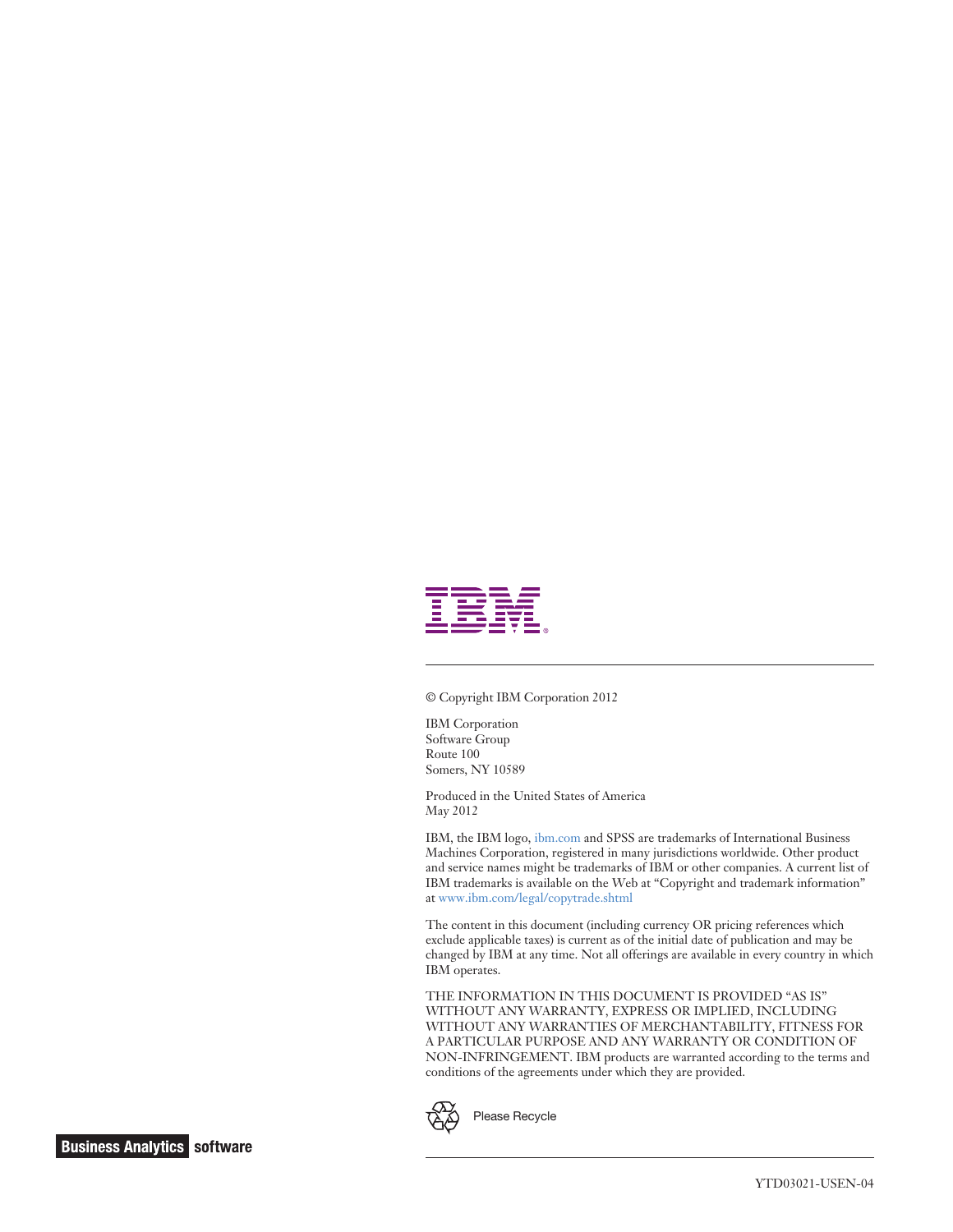© Copyright IBM Corporation 2012

IBM Corporation
Software Group
Route 100
Somers, NY 10589

Produced in the United States of America
May 2012

IBM, the IBM logo, ibm.com and SPSS are trademarks of International Business Machines Corporation, registered in many jurisdictions worldwide. Other product and service names might be trademarks of IBM or other companies. A current list of IBM trademarks is available on the Web at "Copyright and trademark information" at www.ibm.com/legal/copytrade.shtml

The content in this document (including currency OR pricing references which exclude applicable taxes) is current as of the initial date of publication and may be changed by IBM at any time. Not all offerings are available in every country in which IBM operates.

THE INFORMATION IN THIS DOCUMENT IS PROVIDED "AS IS" WITHOUT ANY WARRANTY, EXPRESS OR IMPLIED, INCLUDING WITHOUT ANY WARRANTIES OF MERCHANTABILITY, FITNESS FOR A PARTICULAR PURPOSE AND ANY WARRANTY OR CONDITION OF NON-INFRINGEMENT. IBM products are warranted according to the terms and conditions of the agreements under which they are provided.

Please Recycle

**Business Analytics software**

YTD03021-USEN-04